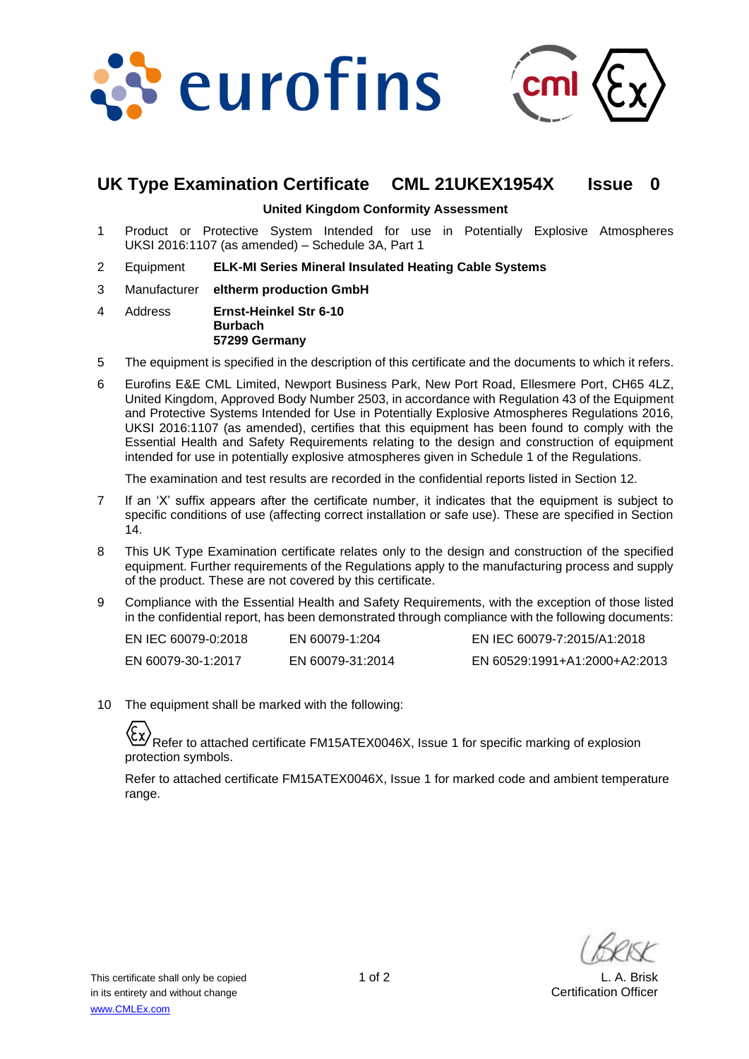# UK Type Examination Certificate CML 21UKEX1954X Issue 0

**United Kingdom Conformity Assessment**

1 Product or Protective System Intended for use in Potentially Explosive Atmospheres UKSI 2016:1107 (as amended) – Schedule 3A, Part 1

2 Equipment **ELK-MI Series Mineral Insulated Heating Cable Systems**

3 Manufacturer **eltherm production GmbH**

4 Address **Ernst-Heinkel Str 6-10**
**Burbach**
**57299 Germany**

5 The equipment is specified in the description of this certificate and the documents to which it refers.

6 Eurofins E&E CML Limited, Newport Business Park, New Port Road, Ellesmere Port, CH65 4LZ, United Kingdom, Approved Body Number 2503, in accordance with Regulation 43 of the Equipment and Protective Systems Intended for Use in Potentially Explosive Atmospheres Regulations 2016, UKSI 2016:1107 (as amended), certifies that this equipment has been found to comply with the Essential Health and Safety Requirements relating to the design and construction of equipment intended for use in potentially explosive atmospheres given in Schedule 1 of the Regulations.

The examination and test results are recorded in the confidential reports listed in Section 12.

7 If an 'X' suffix appears after the certificate number, it indicates that the equipment is subject to specific conditions of use (affecting correct installation or safe use). These are specified in Section 14.

8 This UK Type Examination certificate relates only to the design and construction of the specified equipment. Further requirements of the Regulations apply to the manufacturing process and supply of the product. These are not covered by this certificate.

9 Compliance with the Essential Health and Safety Requirements, with the exception of those listed in the confidential report, has been demonstrated through compliance with the following documents:

| | | |
|---|---|---|
| EN IEC 60079-0:2018 | EN 60079-1:204 | EN IEC 60079-7:2015/A1:2018 |
| EN 60079-30-1:2017 | EN 60079-31:2014 | EN 60529:1991+A1:2000+A2:2013 |

10 The equipment shall be marked with the following:

Ex Refer to attached certificate FM15ATEX0046X, Issue 1 for specific marking of explosion protection symbols.

Refer to attached certificate FM15ATEX0046X, Issue 1 for marked code and ambient temperature range.

This certificate shall only be copied in its entirety and without change
www.CMLEx.com

L. A. Brisk
Certification Officer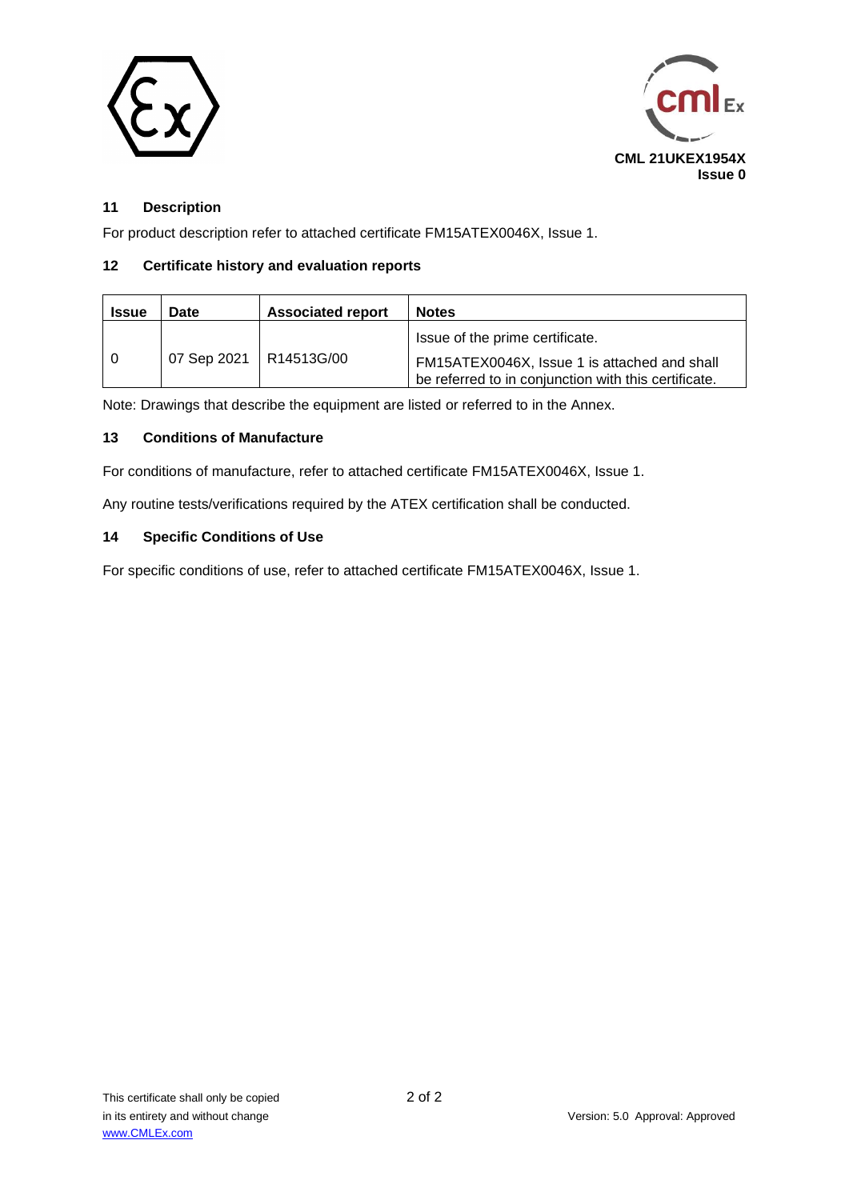**CML 21UKEX1954X**
**Issue 0**

## 11 Description

For product description refer to attached certificate FM15ATEX0046X, Issue 1.

## 12 Certificate history and evaluation reports

| Issue | Date | Associated report | Notes |
|---|---|---|---|
| 0 | 07 Sep 2021 | R14513G/00 | Issue of the prime certificate. FM15ATEX0046X, Issue 1 is attached and shall be referred to in conjunction with this certificate. |

Note: Drawings that describe the equipment are listed or referred to in the Annex.

## 13 Conditions of Manufacture

For conditions of manufacture, refer to attached certificate FM15ATEX0046X, Issue 1.

Any routine tests/verifications required by the ATEX certification shall be conducted.

## 14 Specific Conditions of Use

For specific conditions of use, refer to attached certificate FM15ATEX0046X, Issue 1.

This certificate shall only be copied in its entirety and without change
www.CMLEx.com

Version: 5.0 Approval: Approved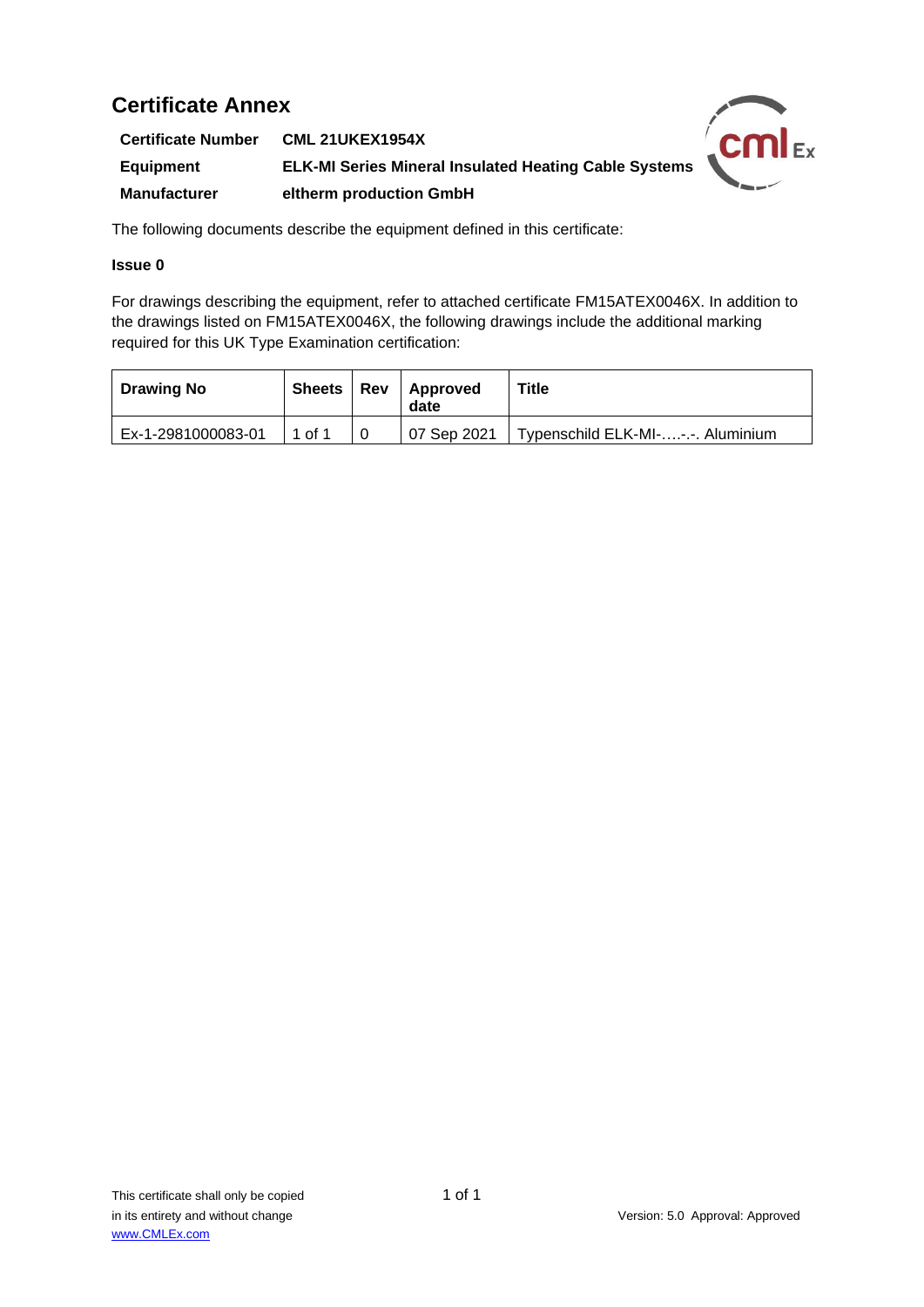# Certificate Annex

**Certificate Number** **CML 21UKEX1954X**

**Equipment** **ELK-MI Series Mineral Insulated Heating Cable Systems**

**Manufacturer** **eltherm production GmbH**

The following documents describe the equipment defined in this certificate:

**Issue 0**

For drawings describing the equipment, refer to attached certificate FM15ATEX0046X. In addition to the drawings listed on FM15ATEX0046X, the following drawings include the additional marking required for this UK Type Examination certification:

| Drawing No | Sheets | Rev | Approved date | Title |
|---|---|---|---|---|
| Ex-1-2981000083-01 | 1 of 1 | 0 | 07 Sep 2021 | Typenschild ELK-MI-….-.-. Aluminium |

This certificate shall only be copied in its entirety and without change
www.CMLEx.com

Version: 5.0 Approval: Approved